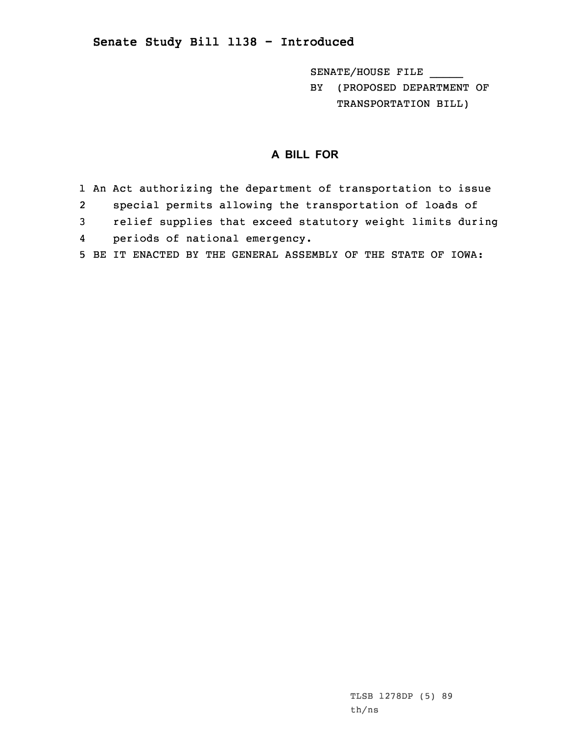## Senate Study Bill 1138 - Introduced

SENATE/HOUSE FILE _____

BY (PROPOSED DEPARTMENT OF TRANSPORTATION BILL)

### A BILL FOR

1 An Act authorizing the department of transportation to issue
2 special permits allowing the transportation of loads of
3 relief supplies that exceed statutory weight limits during
4 periods of national emergency.
5 BE IT ENACTED BY THE GENERAL ASSEMBLY OF THE STATE OF IOWA:

TLSB 1278DP (5) 89
th/ns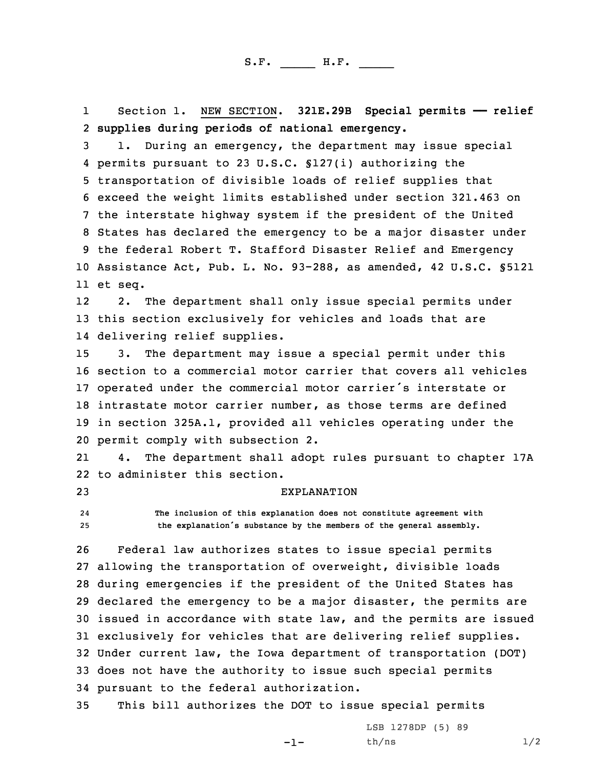S.F. _____ H.F. _____

Section 1. NEW SECTION. **321E.29B Special permits — relief supplies during periods of national emergency.**

1. During an emergency, the department may issue special permits pursuant to 23 U.S.C. §127(i) authorizing the transportation of divisible loads of relief supplies that exceed the weight limits established under section 321.463 on the interstate highway system if the president of the United States has declared the emergency to be a major disaster under the federal Robert T. Stafford Disaster Relief and Emergency Assistance Act, Pub. L. No. 93-288, as amended, 42 U.S.C. §5121 et seq.

2. The department shall only issue special permits under this section exclusively for vehicles and loads that are delivering relief supplies.

3. The department may issue a special permit under this section to a commercial motor carrier that covers all vehicles operated under the commercial motor carrier's interstate or intrastate motor carrier number, as those terms are defined in section 325A.1, provided all vehicles operating under the permit comply with subsection 2.

4. The department shall adopt rules pursuant to chapter 17A to administer this section.

EXPLANATION

The inclusion of this explanation does not constitute agreement with the explanation's substance by the members of the general assembly.

Federal law authorizes states to issue special permits allowing the transportation of overweight, divisible loads during emergencies if the president of the United States has declared the emergency to be a major disaster, the permits are issued in accordance with state law, and the permits are issued exclusively for vehicles that are delivering relief supplies. Under current law, the Iowa department of transportation (DOT) does not have the authority to issue such special permits pursuant to the federal authorization.

This bill authorizes the DOT to issue special permits

LSB 1278DP (5) 89
th/ns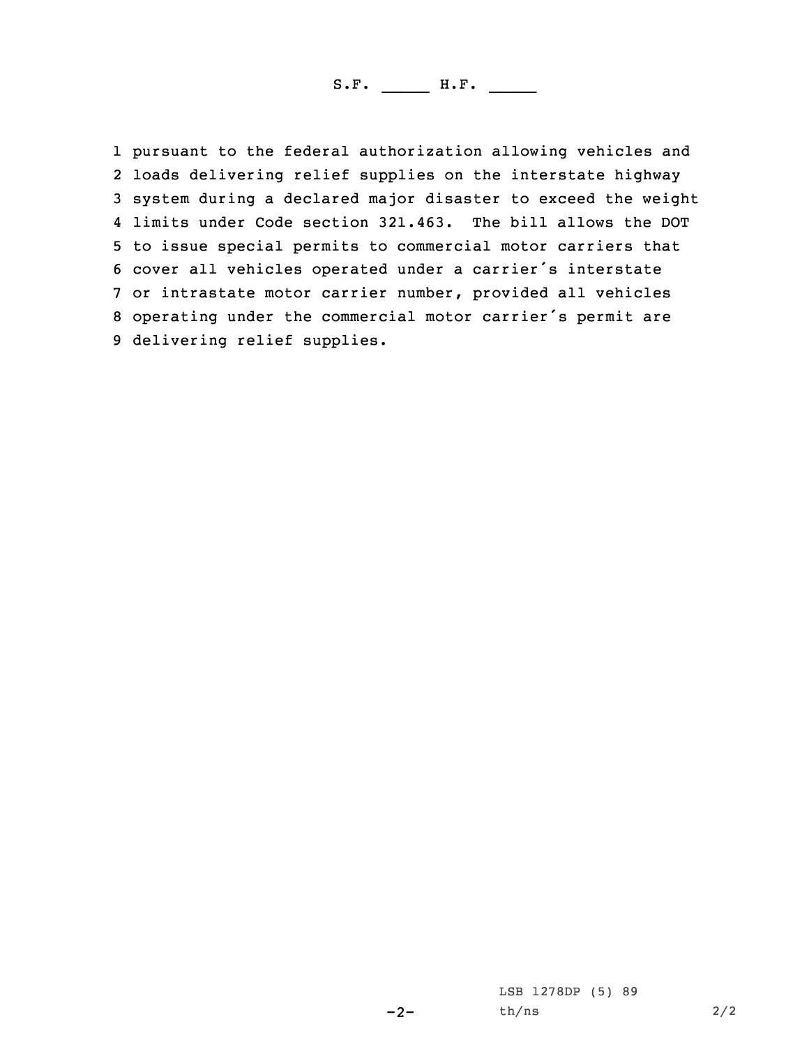pursuant to the federal authorization allowing vehicles and loads delivering relief supplies on the interstate highway system during a declared major disaster to exceed the weight limits under Code section 321.463. The bill allows the DOT to issue special permits to commercial motor carriers that cover all vehicles operated under a carrier's interstate or intrastate motor carrier number, provided all vehicles operating under the commercial motor carrier's permit are delivering relief supplies.